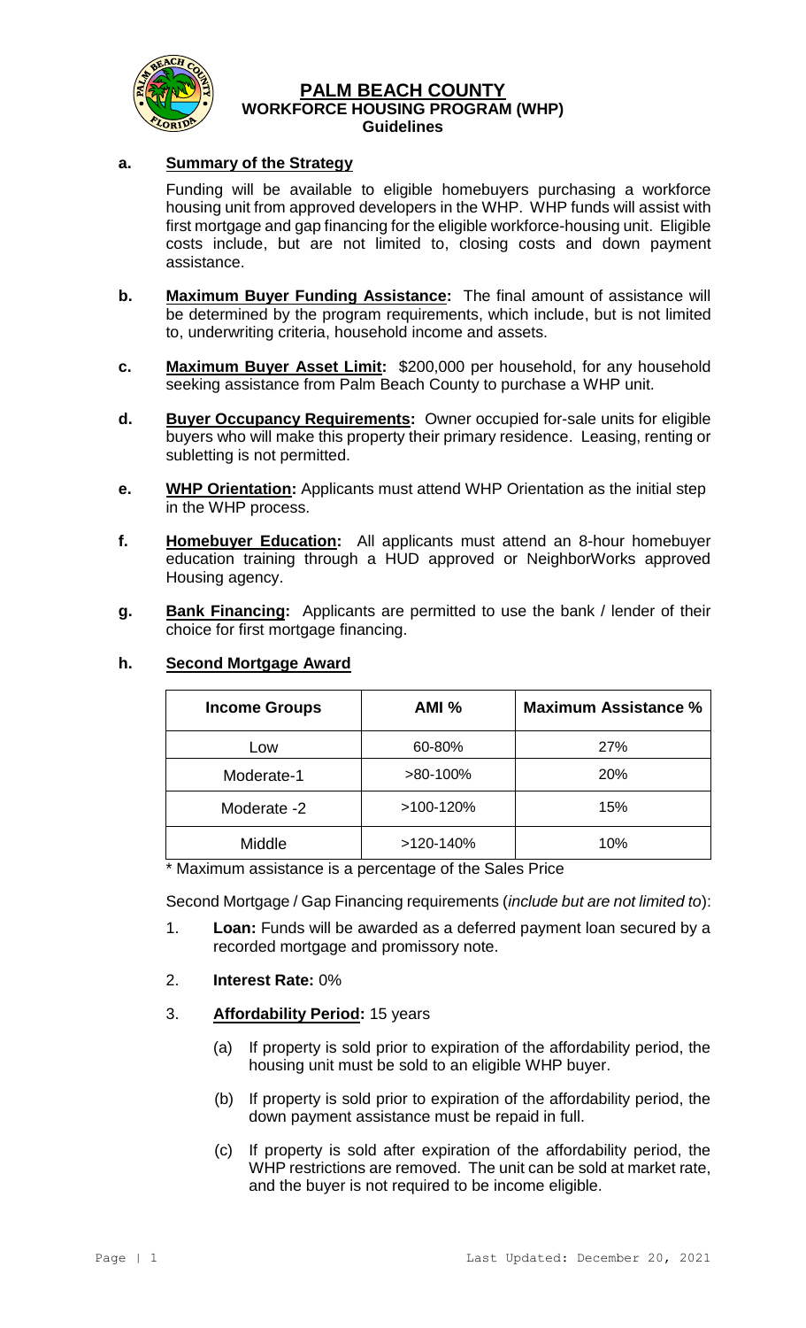# PALM BEACH COUNTY
## WORKFORCE HOUSING PROGRAM (WHP)
### Guidelines

**a. Summary of the Strategy**

Funding will be available to eligible homebuyers purchasing a workforce housing unit from approved developers in the WHP. WHP funds will assist with first mortgage and gap financing for the eligible workforce-housing unit. Eligible costs include, but are not limited to, closing costs and down payment assistance.

**b. Maximum Buyer Funding Assistance:** The final amount of assistance will be determined by the program requirements, which include, but is not limited to, underwriting criteria, household income and assets.

**c. Maximum Buyer Asset Limit:** $200,000 per household, for any household seeking assistance from Palm Beach County to purchase a WHP unit.

**d. Buyer Occupancy Requirements:** Owner occupied for-sale units for eligible buyers who will make this property their primary residence. Leasing, renting or subletting is not permitted.

**e. WHP Orientation:** Applicants must attend WHP Orientation as the initial step in the WHP process.

**f. Homebuyer Education:** All applicants must attend an 8-hour homebuyer education training through a HUD approved or NeighborWorks approved Housing agency.

**g. Bank Financing:** Applicants are permitted to use the bank / lender of their choice for first mortgage financing.

**h. Second Mortgage Award**

| Income Groups | AMI % | Maximum Assistance % |
|---|---|---|
| Low | 60-80% | 27% |
| Moderate-1 | >80-100% | 20% |
| Moderate -2 | >100-120% | 15% |
| Middle | >120-140% | 10% |

\* Maximum assistance is a percentage of the Sales Price

Second Mortgage / Gap Financing requirements (*include but are not limited to*):

1. **Loan:** Funds will be awarded as a deferred payment loan secured by a recorded mortgage and promissory note.

2. **Interest Rate:** 0%

3. **Affordability Period:** 15 years

   (a) If property is sold prior to expiration of the affordability period, the housing unit must be sold to an eligible WHP buyer.

   (b) If property is sold prior to expiration of the affordability period, the down payment assistance must be repaid in full.

   (c) If property is sold after expiration of the affordability period, the WHP restrictions are removed. The unit can be sold at market rate, and the buyer is not required to be income eligible.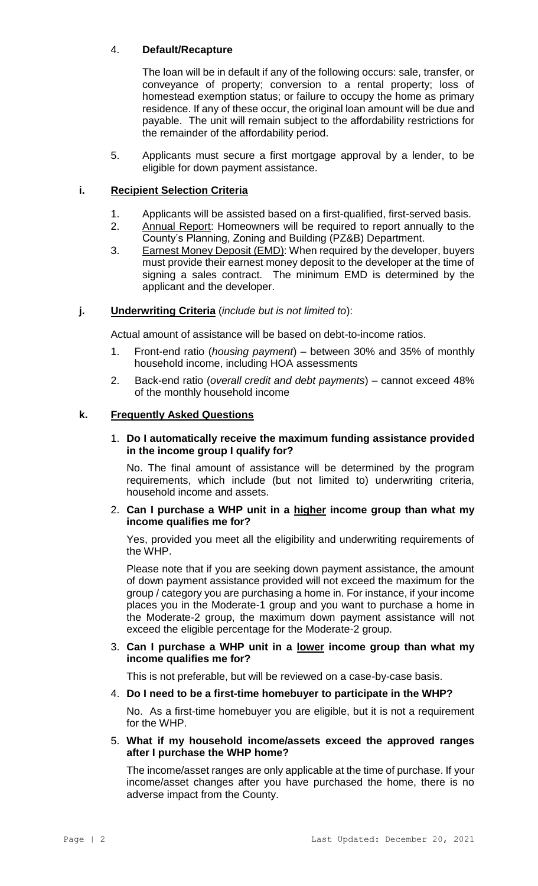4. **Default/Recapture**

   The loan will be in default if any of the following occurs: sale, transfer, or conveyance of property; conversion to a rental property; loss of homestead exemption status; or failure to occupy the home as primary residence. If any of these occur, the original loan amount will be due and payable. The unit will remain subject to the affordability restrictions for the remainder of the affordability period.

5. Applicants must secure a first mortgage approval by a lender, to be eligible for down payment assistance.

### i. Recipient Selection Criteria

1. Applicants will be assisted based on a first-qualified, first-served basis.
2. <u>Annual Report</u>: Homeowners will be required to report annually to the County's Planning, Zoning and Building (PZ&B) Department.
3. <u>Earnest Money Deposit (EMD)</u>: When required by the developer, buyers must provide their earnest money deposit to the developer at the time of signing a sales contract. The minimum EMD is determined by the applicant and the developer.

### j. Underwriting Criteria (*include but is not limited to*):

Actual amount of assistance will be based on debt-to-income ratios.

1. Front-end ratio (*housing payment*) – between 30% and 35% of monthly household income, including HOA assessments
2. Back-end ratio (*overall credit and debt payments*) – cannot exceed 48% of the monthly household income

### k. Frequently Asked Questions

1. **Do I automatically receive the maximum funding assistance provided in the income group I qualify for?**

   No. The final amount of assistance will be determined by the program requirements, which include (but not limited to) underwriting criteria, household income and assets.

2. **Can I purchase a WHP unit in a <u>higher</u> income group than what my income qualifies me for?**

   Yes, provided you meet all the eligibility and underwriting requirements of the WHP.

   Please note that if you are seeking down payment assistance, the amount of down payment assistance provided will not exceed the maximum for the group / category you are purchasing a home in. For instance, if your income places you in the Moderate-1 group and you want to purchase a home in the Moderate-2 group, the maximum down payment assistance will not exceed the eligible percentage for the Moderate-2 group.

3. **Can I purchase a WHP unit in a <u>lower</u> income group than what my income qualifies me for?**

   This is not preferable, but will be reviewed on a case-by-case basis.

4. **Do I need to be a first-time homebuyer to participate in the WHP?**

   No. As a first-time homebuyer you are eligible, but it is not a requirement for the WHP.

5. **What if my household income/assets exceed the approved ranges after I purchase the WHP home?**

   The income/asset ranges are only applicable at the time of purchase. If your income/asset changes after you have purchased the home, there is no adverse impact from the County.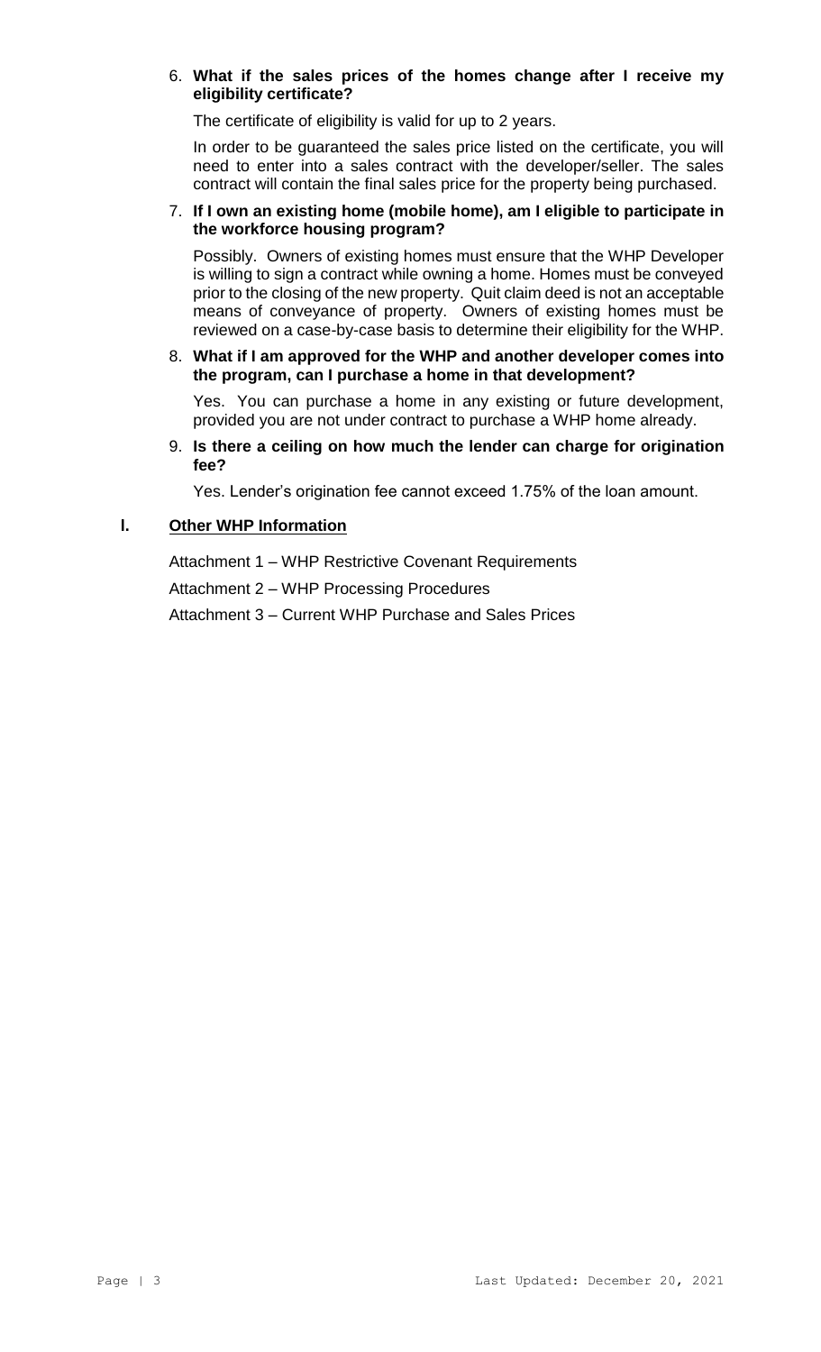6. **What if the sales prices of the homes change after I receive my eligibility certificate?**

   The certificate of eligibility is valid for up to 2 years.

   In order to be guaranteed the sales price listed on the certificate, you will need to enter into a sales contract with the developer/seller. The sales contract will contain the final sales price for the property being purchased.

7. **If I own an existing home (mobile home), am I eligible to participate in the workforce housing program?**

   Possibly. Owners of existing homes must ensure that the WHP Developer is willing to sign a contract while owning a home. Homes must be conveyed prior to the closing of the new property. Quit claim deed is not an acceptable means of conveyance of property. Owners of existing homes must be reviewed on a case-by-case basis to determine their eligibility for the WHP.

8. **What if I am approved for the WHP and another developer comes into the program, can I purchase a home in that development?**

   Yes. You can purchase a home in any existing or future development, provided you are not under contract to purchase a WHP home already.

9. **Is there a ceiling on how much the lender can charge for origination fee?**

   Yes. Lender's origination fee cannot exceed 1.75% of the loan amount.

## I. Other WHP Information

Attachment 1 – WHP Restrictive Covenant Requirements

Attachment 2 – WHP Processing Procedures

Attachment 3 – Current WHP Purchase and Sales Prices